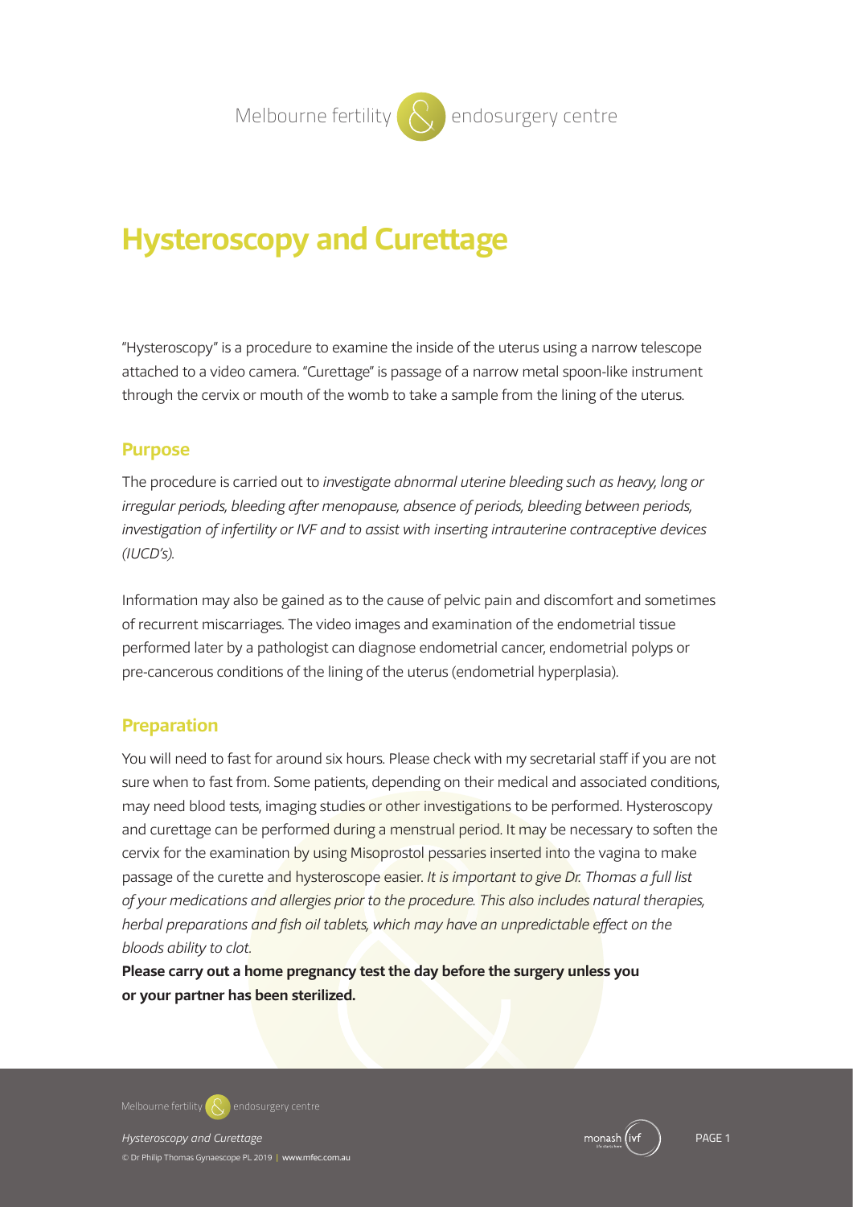# Hysteroscopy and Curettage

"Hysteroscopy" is a procedure to examine the inside of the uterus using a narrow telescope attached to a video camera. "Curettage" is passage of a narrow metal spoon-like instrument through the cervix or mouth of the womb to take a sample from the lining of the uterus.

## Purpose

The procedure is carried out to *investigate abnormal uterine bleeding such as heavy, long or irregular periods, bleeding after menopause, absence of periods, bleeding between periods, investigation of infertility or IVF and to assist with inserting intrauterine contraceptive devices (IUCD's).*

Information may also be gained as to the cause of pelvic pain and discomfort and sometimes of recurrent miscarriages. The video images and examination of the endometrial tissue performed later by a pathologist can diagnose endometrial cancer, endometrial polyps or pre-cancerous conditions of the lining of the uterus (endometrial hyperplasia).

## Preparation

You will need to fast for around six hours. Please check with my secretarial staff if you are not sure when to fast from. Some patients, depending on their medical and associated conditions, may need blood tests, imaging studies or other investigations to be performed. Hysteroscopy and curettage can be performed during a menstrual period. It may be necessary to soften the cervix for the examination by using Misoprostol pessaries inserted into the vagina to make passage of the curette and hysteroscope easier. *It is important to give Dr. Thomas a full list of your medications and allergies prior to the procedure. This also includes natural therapies, herbal preparations and fish oil tablets, which may have an unpredictable effect on the bloods ability to clot.*

**Please carry out a home pregnancy test the day before the surgery unless you or your partner has been sterilized.**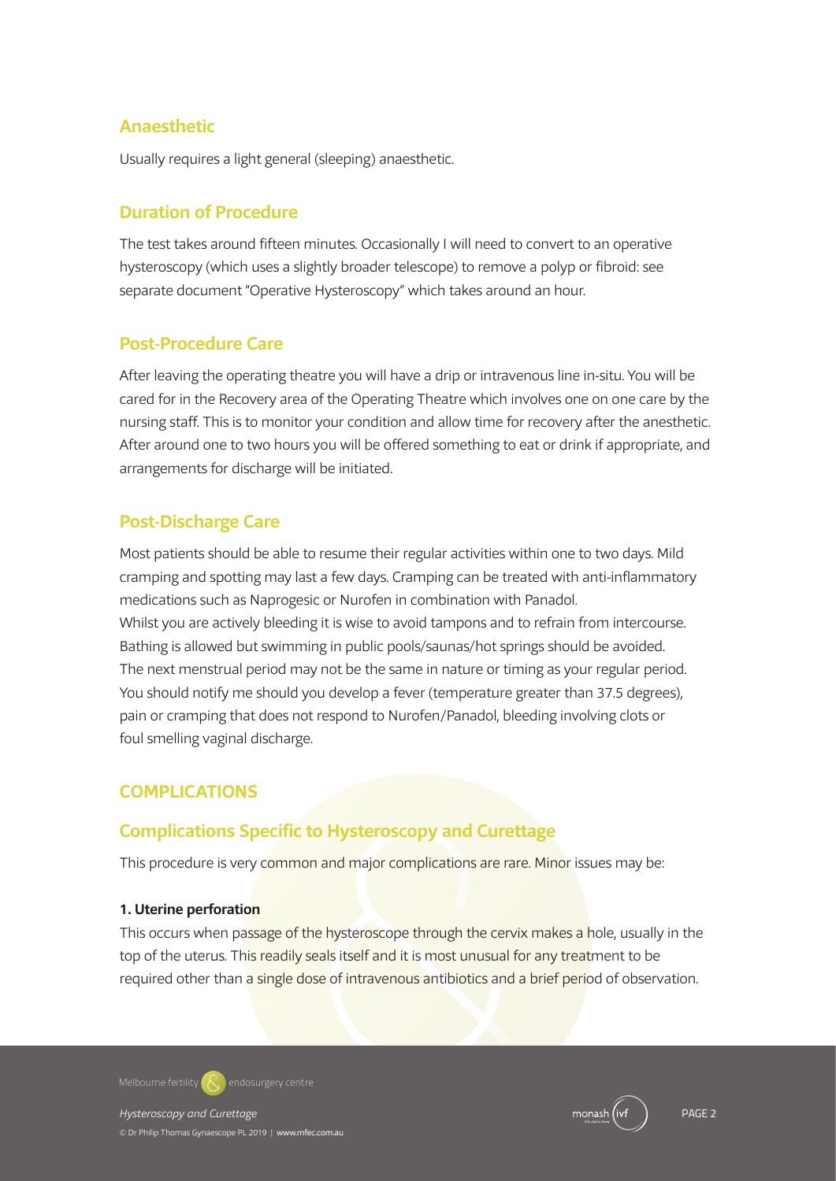## Anaesthetic

Usually requires a light general (sleeping) anaesthetic.

## Duration of Procedure

The test takes around fifteen minutes. Occasionally I will need to convert to an operative hysteroscopy (which uses a slightly broader telescope) to remove a polyp or fibroid: see separate document "Operative Hysteroscopy" which takes around an hour.

## Post-Procedure Care

After leaving the operating theatre you will have a drip or intravenous line in-situ. You will be cared for in the Recovery area of the Operating Theatre which involves one on one care by the nursing staff. This is to monitor your condition and allow time for recovery after the anesthetic. After around one to two hours you will be offered something to eat or drink if appropriate, and arrangements for discharge will be initiated.

## Post-Discharge Care

Most patients should be able to resume their regular activities within one to two days. Mild cramping and spotting may last a few days. Cramping can be treated with anti-inflammatory medications such as Naprogesic or Nurofen in combination with Panadol.
Whilst you are actively bleeding it is wise to avoid tampons and to refrain from intercourse.
Bathing is allowed but swimming in public pools/saunas/hot springs should be avoided.
The next menstrual period may not be the same in nature or timing as your regular period.
You should notify me should you develop a fever (temperature greater than 37.5 degrees), pain or cramping that does not respond to Nurofen/Panadol, bleeding involving clots or foul smelling vaginal discharge.

# COMPLICATIONS

## Complications Specific to Hysteroscopy and Curettage

This procedure is very common and major complications are rare. Minor issues may be:

**1. Uterine perforation**

This occurs when passage of the hysteroscope through the cervix makes a hole, usually in the top of the uterus. This readily seals itself and it is most unusual for any treatment to be required other than a single dose of intravenous antibiotics and a brief period of observation.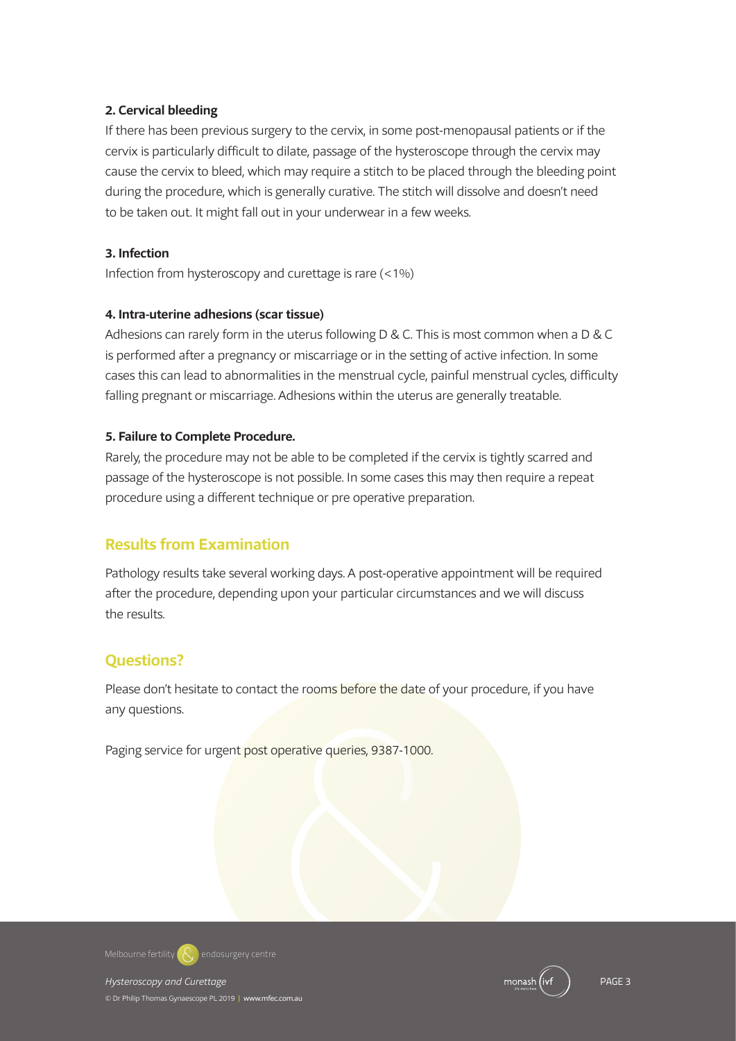**2. Cervical bleeding**

If there has been previous surgery to the cervix, in some post-menopausal patients or if the cervix is particularly difficult to dilate, passage of the hysteroscope through the cervix may cause the cervix to bleed, which may require a stitch to be placed through the bleeding point during the procedure, which is generally curative. The stitch will dissolve and doesn't need to be taken out. It might fall out in your underwear in a few weeks.

**3. Infection**

Infection from hysteroscopy and curettage is rare (<1%)

**4. Intra-uterine adhesions (scar tissue)**

Adhesions can rarely form in the uterus following D & C. This is most common when a D & C is performed after a pregnancy or miscarriage or in the setting of active infection. In some cases this can lead to abnormalities in the menstrual cycle, painful menstrual cycles, difficulty falling pregnant or miscarriage. Adhesions within the uterus are generally treatable.

**5. Failure to Complete Procedure.**

Rarely, the procedure may not be able to be completed if the cervix is tightly scarred and passage of the hysteroscope is not possible. In some cases this may then require a repeat procedure using a different technique or pre operative preparation.

## Results from Examination

Pathology results take several working days. A post-operative appointment will be required after the procedure, depending upon your particular circumstances and we will discuss the results.

## Questions?

Please don't hesitate to contact the rooms before the date of your procedure, if you have any questions.

Paging service for urgent post operative queries, 9387-1000.